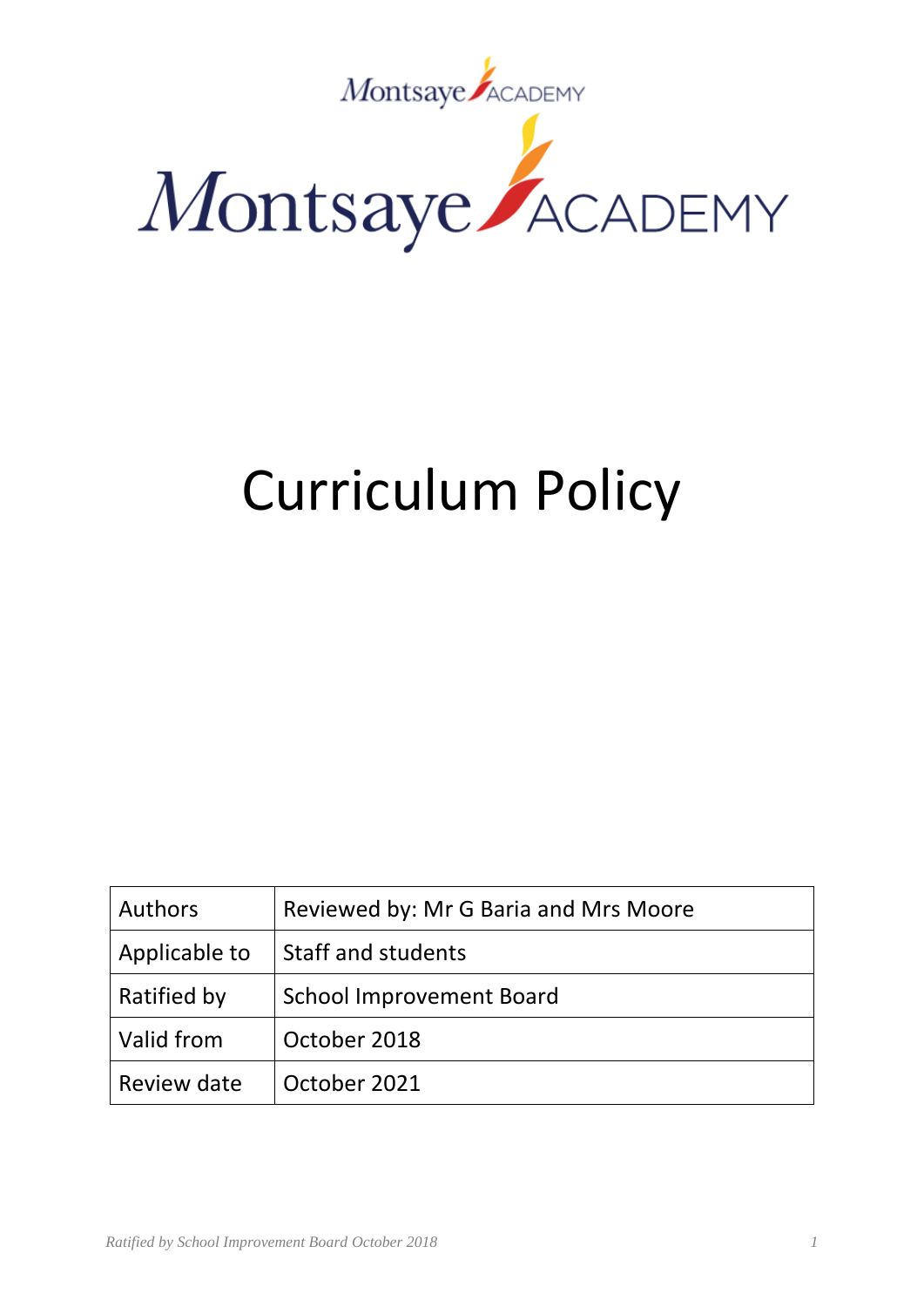Montsaye ACADEMY

Montsaye ACADEMY

# Curriculum Policy

| Authors | Reviewed by: Mr G Baria and Mrs Moore |
|---|---|
| Applicable to | Staff and students |
| Ratified by | School Improvement Board |
| Valid from | October 2018 |
| Review date | October 2021 |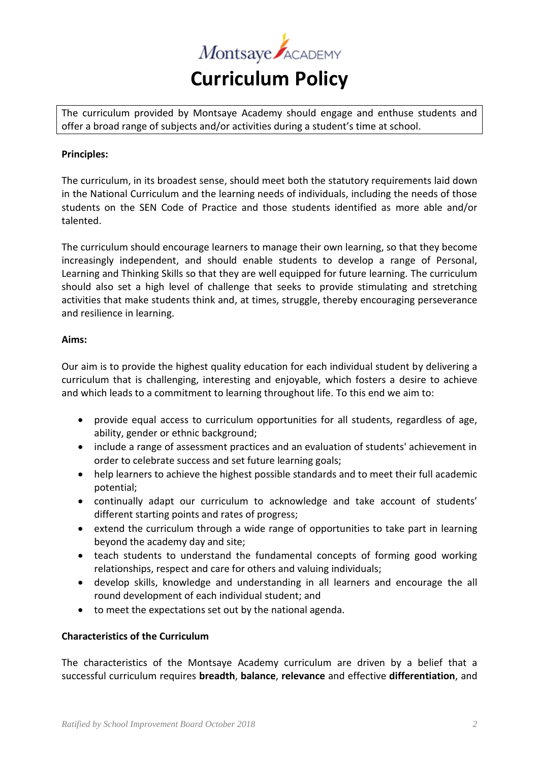# Curriculum Policy

The curriculum provided by Montsaye Academy should engage and enthuse students and offer a broad range of subjects and/or activities during a student's time at school.

**Principles:**

The curriculum, in its broadest sense, should meet both the statutory requirements laid down in the National Curriculum and the learning needs of individuals, including the needs of those students on the SEN Code of Practice and those students identified as more able and/or talented.

The curriculum should encourage learners to manage their own learning, so that they become increasingly independent, and should enable students to develop a range of Personal, Learning and Thinking Skills so that they are well equipped for future learning. The curriculum should also set a high level of challenge that seeks to provide stimulating and stretching activities that make students think and, at times, struggle, thereby encouraging perseverance and resilience in learning.

**Aims:**

Our aim is to provide the highest quality education for each individual student by delivering a curriculum that is challenging, interesting and enjoyable, which fosters a desire to achieve and which leads to a commitment to learning throughout life. To this end we aim to:

- provide equal access to curriculum opportunities for all students, regardless of age, ability, gender or ethnic background;
- include a range of assessment practices and an evaluation of students' achievement in order to celebrate success and set future learning goals;
- help learners to achieve the highest possible standards and to meet their full academic potential;
- continually adapt our curriculum to acknowledge and take account of students' different starting points and rates of progress;
- extend the curriculum through a wide range of opportunities to take part in learning beyond the academy day and site;
- teach students to understand the fundamental concepts of forming good working relationships, respect and care for others and valuing individuals;
- develop skills, knowledge and understanding in all learners and encourage the all round development of each individual student; and
- to meet the expectations set out by the national agenda.

**Characteristics of the Curriculum**

The characteristics of the Montsaye Academy curriculum are driven by a belief that a successful curriculum requires **breadth**, **balance**, **relevance** and effective **differentiation**, and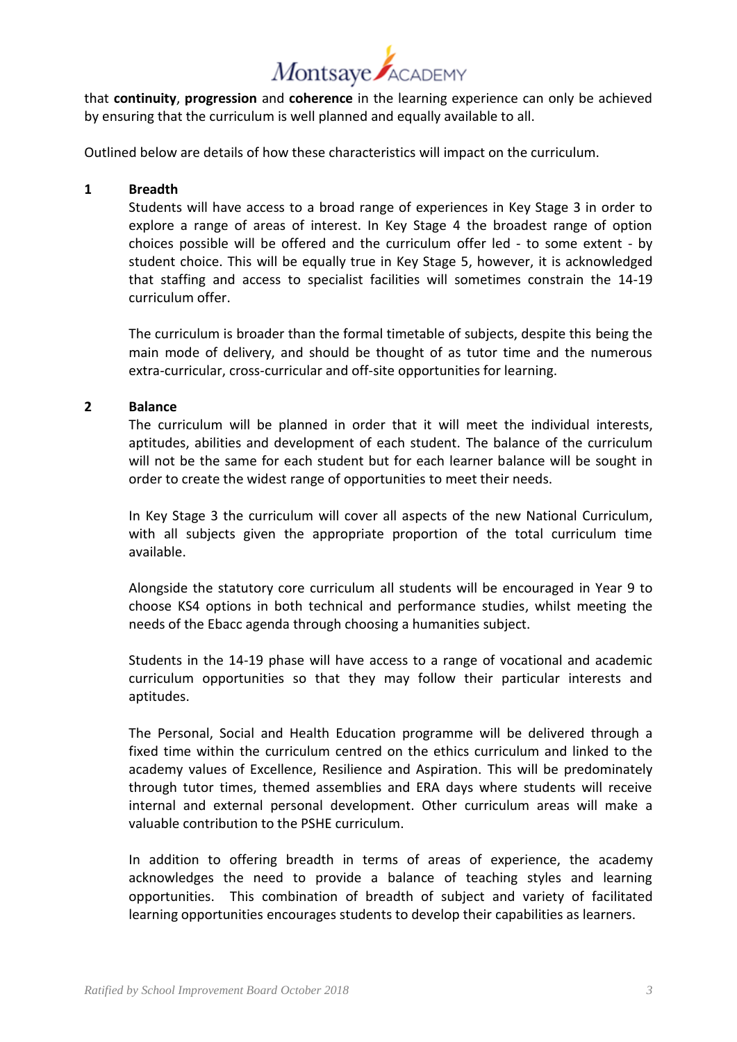that **continuity**, **progression** and **coherence** in the learning experience can only be achieved by ensuring that the curriculum is well planned and equally available to all.

Outlined below are details of how these characteristics will impact on the curriculum.

## 1 Breadth

Students will have access to a broad range of experiences in Key Stage 3 in order to explore a range of areas of interest. In Key Stage 4 the broadest range of option choices possible will be offered and the curriculum offer led - to some extent - by student choice. This will be equally true in Key Stage 5, however, it is acknowledged that staffing and access to specialist facilities will sometimes constrain the 14-19 curriculum offer.

The curriculum is broader than the formal timetable of subjects, despite this being the main mode of delivery, and should be thought of as tutor time and the numerous extra-curricular, cross-curricular and off-site opportunities for learning.

## 2 Balance

The curriculum will be planned in order that it will meet the individual interests, aptitudes, abilities and development of each student. The balance of the curriculum will not be the same for each student but for each learner balance will be sought in order to create the widest range of opportunities to meet their needs.

In Key Stage 3 the curriculum will cover all aspects of the new National Curriculum, with all subjects given the appropriate proportion of the total curriculum time available.

Alongside the statutory core curriculum all students will be encouraged in Year 9 to choose KS4 options in both technical and performance studies, whilst meeting the needs of the Ebacc agenda through choosing a humanities subject.

Students in the 14-19 phase will have access to a range of vocational and academic curriculum opportunities so that they may follow their particular interests and aptitudes.

The Personal, Social and Health Education programme will be delivered through a fixed time within the curriculum centred on the ethics curriculum and linked to the academy values of Excellence, Resilience and Aspiration. This will be predominately through tutor times, themed assemblies and ERA days where students will receive internal and external personal development. Other curriculum areas will make a valuable contribution to the PSHE curriculum.

In addition to offering breadth in terms of areas of experience, the academy acknowledges the need to provide a balance of teaching styles and learning opportunities. This combination of breadth of subject and variety of facilitated learning opportunities encourages students to develop their capabilities as learners.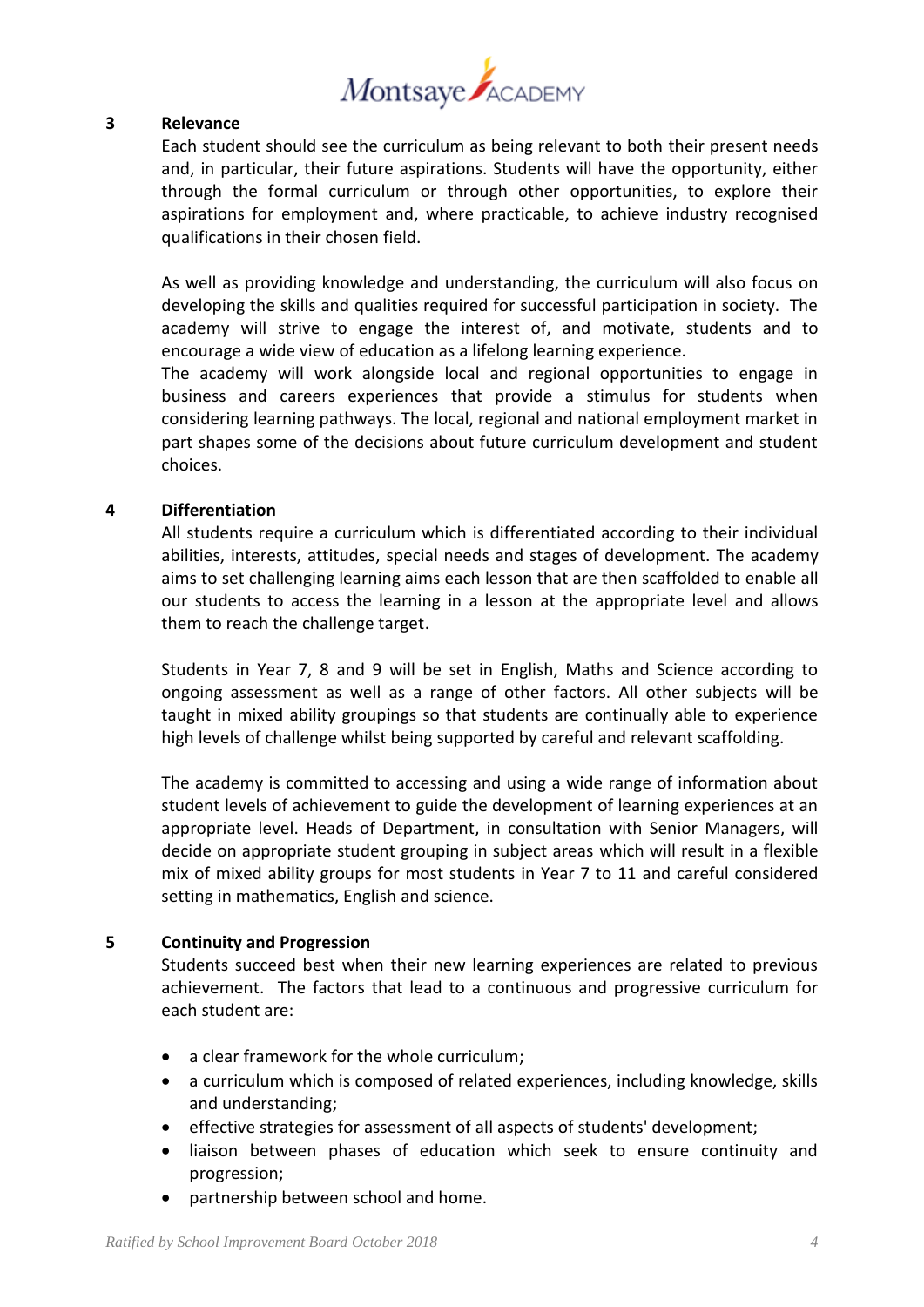## 3 Relevance

Each student should see the curriculum as being relevant to both their present needs and, in particular, their future aspirations. Students will have the opportunity, either through the formal curriculum or through other opportunities, to explore their aspirations for employment and, where practicable, to achieve industry recognised qualifications in their chosen field.

As well as providing knowledge and understanding, the curriculum will also focus on developing the skills and qualities required for successful participation in society. The academy will strive to engage the interest of, and motivate, students and to encourage a wide view of education as a lifelong learning experience.

The academy will work alongside local and regional opportunities to engage in business and careers experiences that provide a stimulus for students when considering learning pathways. The local, regional and national employment market in part shapes some of the decisions about future curriculum development and student choices.

## 4 Differentiation

All students require a curriculum which is differentiated according to their individual abilities, interests, attitudes, special needs and stages of development. The academy aims to set challenging learning aims each lesson that are then scaffolded to enable all our students to access the learning in a lesson at the appropriate level and allows them to reach the challenge target.

Students in Year 7, 8 and 9 will be set in English, Maths and Science according to ongoing assessment as well as a range of other factors. All other subjects will be taught in mixed ability groupings so that students are continually able to experience high levels of challenge whilst being supported by careful and relevant scaffolding.

The academy is committed to accessing and using a wide range of information about student levels of achievement to guide the development of learning experiences at an appropriate level. Heads of Department, in consultation with Senior Managers, will decide on appropriate student grouping in subject areas which will result in a flexible mix of mixed ability groups for most students in Year 7 to 11 and careful considered setting in mathematics, English and science.

## 5 Continuity and Progression

Students succeed best when their new learning experiences are related to previous achievement. The factors that lead to a continuous and progressive curriculum for each student are:

- a clear framework for the whole curriculum;
- a curriculum which is composed of related experiences, including knowledge, skills and understanding;
- effective strategies for assessment of all aspects of students' development;
- liaison between phases of education which seek to ensure continuity and progression;
- partnership between school and home.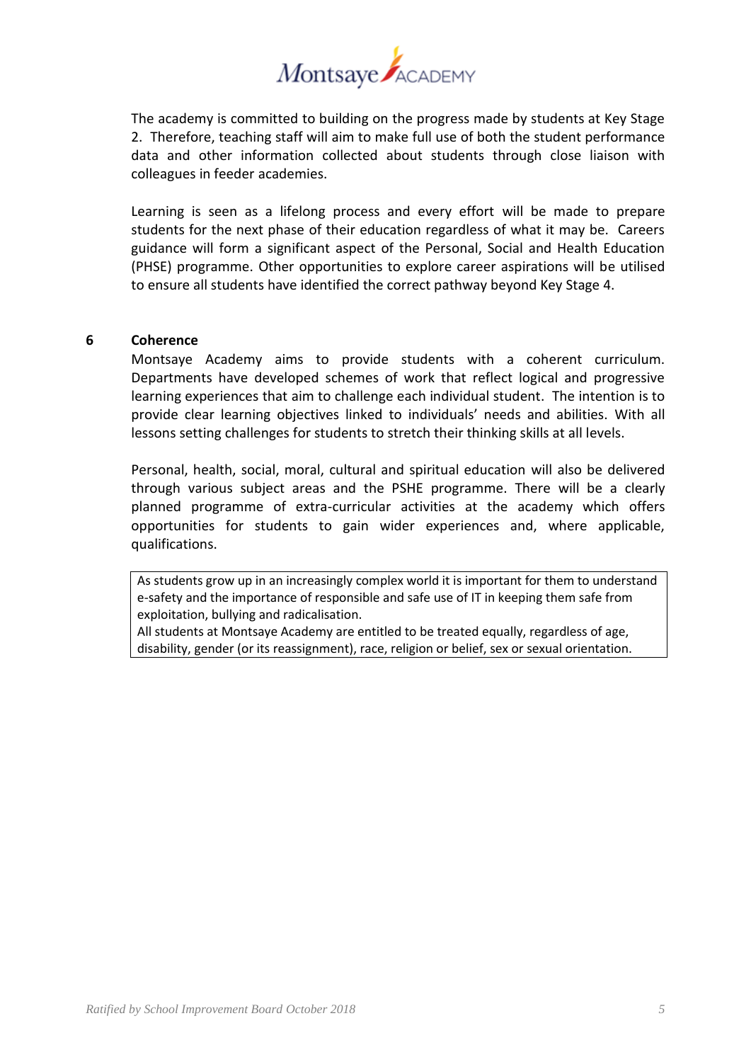The academy is committed to building on the progress made by students at Key Stage 2. Therefore, teaching staff will aim to make full use of both the student performance data and other information collected about students through close liaison with colleagues in feeder academies.

Learning is seen as a lifelong process and every effort will be made to prepare students for the next phase of their education regardless of what it may be. Careers guidance will form a significant aspect of the Personal, Social and Health Education (PHSE) programme. Other opportunities to explore career aspirations will be utilised to ensure all students have identified the correct pathway beyond Key Stage 4.

## 6 Coherence

Montsaye Academy aims to provide students with a coherent curriculum. Departments have developed schemes of work that reflect logical and progressive learning experiences that aim to challenge each individual student. The intention is to provide clear learning objectives linked to individuals' needs and abilities. With all lessons setting challenges for students to stretch their thinking skills at all levels.

Personal, health, social, moral, cultural and spiritual education will also be delivered through various subject areas and the PSHE programme. There will be a clearly planned programme of extra-curricular activities at the academy which offers opportunities for students to gain wider experiences and, where applicable, qualifications.

> As students grow up in an increasingly complex world it is important for them to understand e-safety and the importance of responsible and safe use of IT in keeping them safe from exploitation, bullying and radicalisation.
> All students at Montsaye Academy are entitled to be treated equally, regardless of age, disability, gender (or its reassignment), race, religion or belief, sex or sexual orientation.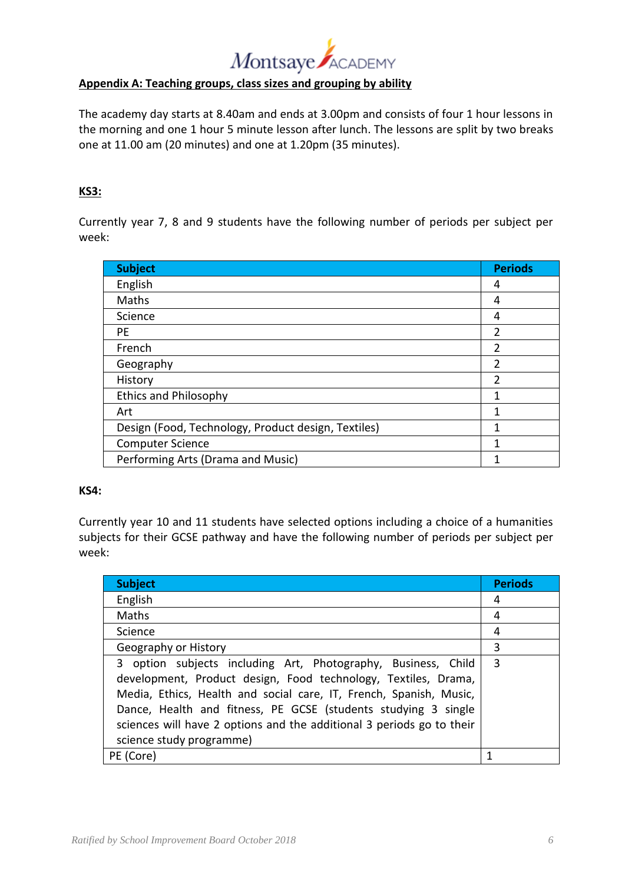## Appendix A: Teaching groups, class sizes and grouping by ability

The academy day starts at 8.40am and ends at 3.00pm and consists of four 1 hour lessons in the morning and one 1 hour 5 minute lesson after lunch. The lessons are split by two breaks one at 11.00 am (20 minutes) and one at 1.20pm (35 minutes).

### KS3:

Currently year 7, 8 and 9 students have the following number of periods per subject per week:

| Subject | Periods |
|---|---|
| English | 4 |
| Maths | 4 |
| Science | 4 |
| PE | 2 |
| French | 2 |
| Geography | 2 |
| History | 2 |
| Ethics and Philosophy | 1 |
| Art | 1 |
| Design (Food, Technology, Product design, Textiles) | 1 |
| Computer Science | 1 |
| Performing Arts (Drama and Music) | 1 |

### KS4:

Currently year 10 and 11 students have selected options including a choice of a humanities subjects for their GCSE pathway and have the following number of periods per subject per week:

| Subject | Periods |
|---|---|
| English | 4 |
| Maths | 4 |
| Science | 4 |
| Geography or History | 3 |
| 3 option subjects including Art, Photography, Business, Child development, Product design, Food technology, Textiles, Drama, Media, Ethics, Health and social care, IT, French, Spanish, Music, Dance, Health and fitness, PE GCSE (students studying 3 single sciences will have 2 options and the additional 3 periods go to their science study programme) | 3 |
| PE (Core) | 1 |